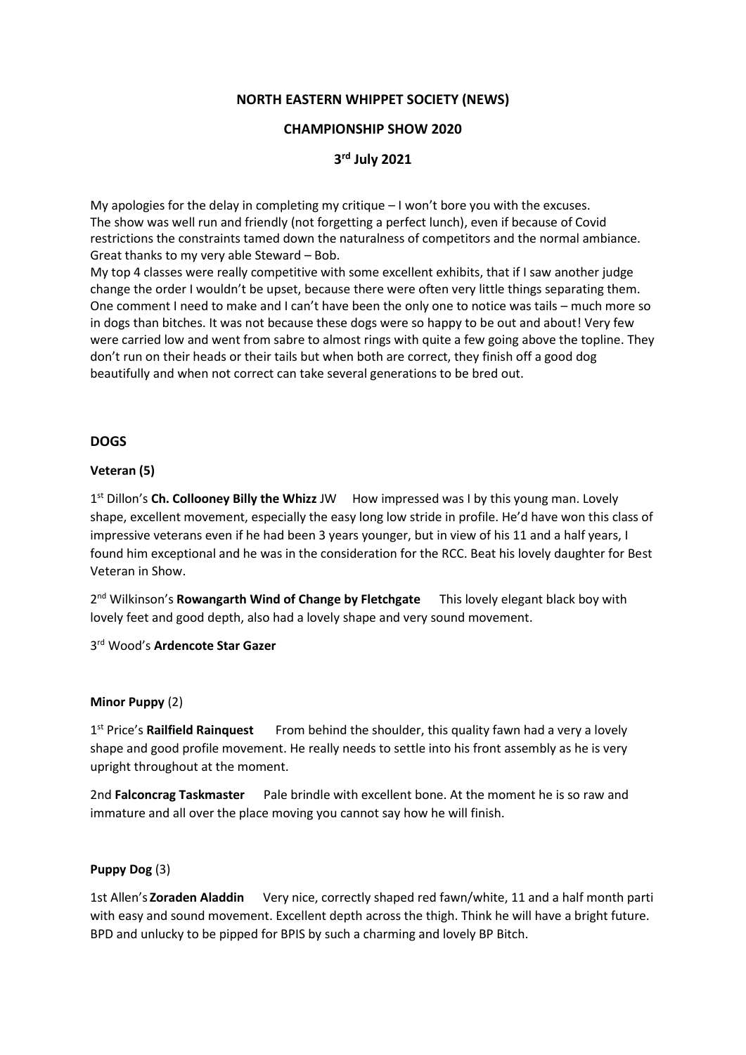# NORTH EASTERN WHIPPET SOCIETY (NEWS)

## CHAMPIONSHIP SHOW 2020

## 3rd July 2021

My apologies for the delay in completing my critique – I won't bore you with the excuses. The show was well run and friendly (not forgetting a perfect lunch), even if because of Covid restrictions the constraints tamed down the naturalness of competitors and the normal ambiance. Great thanks to my very able Steward – Bob.

My top 4 classes were really competitive with some excellent exhibits, that if I saw another judge change the order I wouldn't be upset, because there were often very little things separating them. One comment I need to make and I can't have been the only one to notice was tails – much more so in dogs than bitches. It was not because these dogs were so happy to be out and about! Very few were carried low and went from sabre to almost rings with quite a few going above the topline. They don't run on their heads or their tails but when both are correct, they finish off a good dog beautifully and when not correct can take several generations to be bred out.

## DOGS

### Veteran (5)

1st Dillon's **Ch. Collooney Billy the Whizz** JW How impressed was I by this young man. Lovely shape, excellent movement, especially the easy long low stride in profile. He'd have won this class of impressive veterans even if he had been 3 years younger, but in view of his 11 and a half years, I found him exceptional and he was in the consideration for the RCC. Beat his lovely daughter for Best Veteran in Show.

2nd Wilkinson's **Rowangarth Wind of Change by Fletchgate** This lovely elegant black boy with lovely feet and good depth, also had a lovely shape and very sound movement.

3rd Wood's **Ardencote Star Gazer**

### Minor Puppy (2)

1st Price's **Railfield Rainquest** From behind the shoulder, this quality fawn had a very a lovely shape and good profile movement. He really needs to settle into his front assembly as he is very upright throughout at the moment.

2nd **Falconcrag Taskmaster** Pale brindle with excellent bone. At the moment he is so raw and immature and all over the place moving you cannot say how he will finish.

### Puppy Dog (3)

1st Allen's **Zoraden Aladdin** Very nice, correctly shaped red fawn/white, 11 and a half month parti with easy and sound movement. Excellent depth across the thigh. Think he will have a bright future. BPD and unlucky to be pipped for BPIS by such a charming and lovely BP Bitch.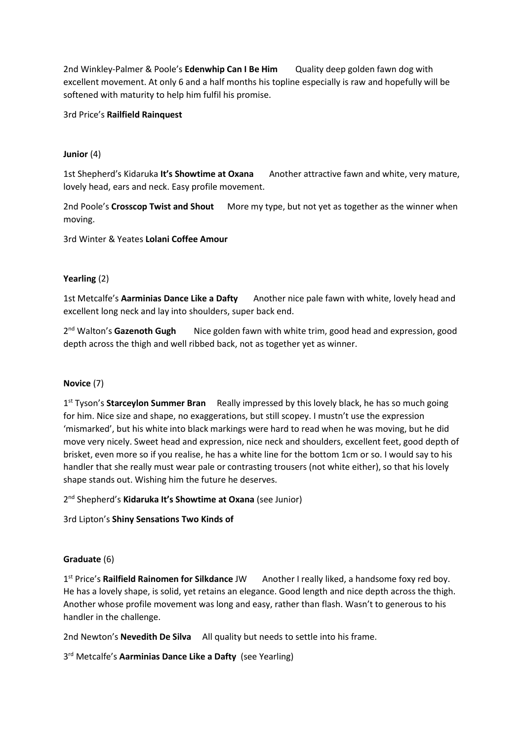2nd Winkley-Palmer & Poole's **Edenwhip Can I Be Him** Quality deep golden fawn dog with excellent movement. At only 6 and a half months his topline especially is raw and hopefully will be softened with maturity to help him fulfil his promise.

3rd Price's **Railfield Rainquest**

**Junior** (4)

1st Shepherd's Kidaruka **It's Showtime at Oxana** Another attractive fawn and white, very mature, lovely head, ears and neck. Easy profile movement.

2nd Poole's **Crosscop Twist and Shout** More my type, but not yet as together as the winner when moving.

3rd Winter & Yeates **Lolani Coffee Amour**

**Yearling** (2)

1st Metcalfe's **Aarminias Dance Like a Dafty** Another nice pale fawn with white, lovely head and excellent long neck and lay into shoulders, super back end.

2nd Walton's **Gazenoth Gugh** Nice golden fawn with white trim, good head and expression, good depth across the thigh and well ribbed back, not as together yet as winner.

**Novice** (7)

1st Tyson's **Starceylon Summer Bran** Really impressed by this lovely black, he has so much going for him. Nice size and shape, no exaggerations, but still scopey. I mustn't use the expression 'mismarked', but his white into black markings were hard to read when he was moving, but he did move very nicely. Sweet head and expression, nice neck and shoulders, excellent feet, good depth of brisket, even more so if you realise, he has a white line for the bottom 1cm or so. I would say to his handler that she really must wear pale or contrasting trousers (not white either), so that his lovely shape stands out. Wishing him the future he deserves.

2nd Shepherd's **Kidaruka It's Showtime at Oxana** (see Junior)

3rd Lipton's **Shiny Sensations Two Kinds of**

**Graduate** (6)

1st Price's **Railfield Rainomen for Silkdance** JW Another I really liked, a handsome foxy red boy. He has a lovely shape, is solid, yet retains an elegance. Good length and nice depth across the thigh. Another whose profile movement was long and easy, rather than flash. Wasn't to generous to his handler in the challenge.

2nd Newton's **Nevedith De Silva** All quality but needs to settle into his frame.

3rd Metcalfe's **Aarminias Dance Like a Dafty** (see Yearling)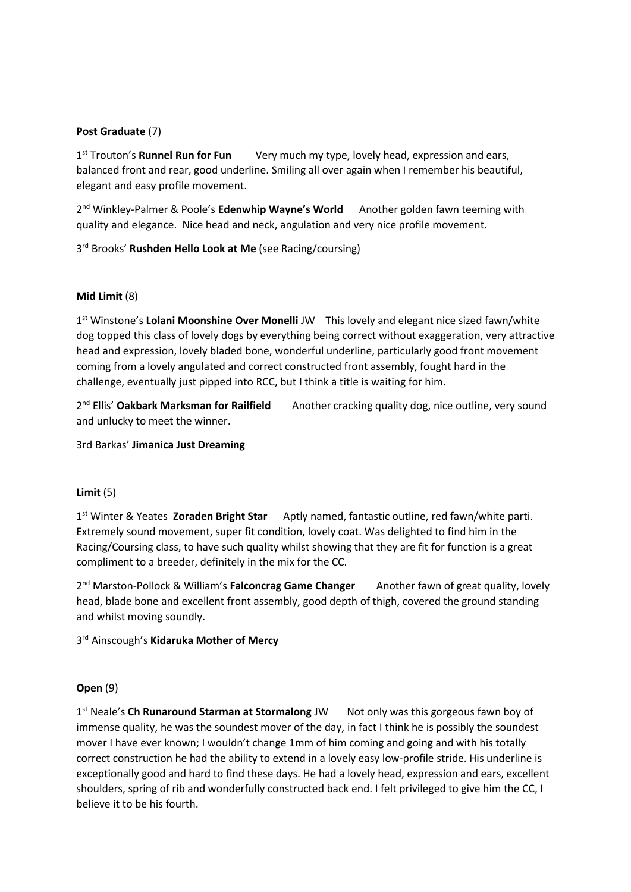**Post Graduate** (7)

1st Trouton's **Runnel Run for Fun** Very much my type, lovely head, expression and ears, balanced front and rear, good underline. Smiling all over again when I remember his beautiful, elegant and easy profile movement.

2nd Winkley-Palmer & Poole's **Edenwhip Wayne's World** Another golden fawn teeming with quality and elegance. Nice head and neck, angulation and very nice profile movement.

3rd Brooks' **Rushden Hello Look at Me** (see Racing/coursing)

**Mid Limit** (8)

1st Winstone's **Lolani Moonshine Over Monelli** JW This lovely and elegant nice sized fawn/white dog topped this class of lovely dogs by everything being correct without exaggeration, very attractive head and expression, lovely bladed bone, wonderful underline, particularly good front movement coming from a lovely angulated and correct constructed front assembly, fought hard in the challenge, eventually just pipped into RCC, but I think a title is waiting for him.

2nd Ellis' **Oakbark Marksman for Railfield** Another cracking quality dog, nice outline, very sound and unlucky to meet the winner.

3rd Barkas' **Jimanica Just Dreaming**

**Limit** (5)

1st Winter & Yeates **Zoraden Bright Star** Aptly named, fantastic outline, red fawn/white parti. Extremely sound movement, super fit condition, lovely coat. Was delighted to find him in the Racing/Coursing class, to have such quality whilst showing that they are fit for function is a great compliment to a breeder, definitely in the mix for the CC.

2nd Marston-Pollock & William's **Falconcrag Game Changer** Another fawn of great quality, lovely head, blade bone and excellent front assembly, good depth of thigh, covered the ground standing and whilst moving soundly.

3rd Ainscough's **Kidaruka Mother of Mercy**

**Open** (9)

1st Neale's **Ch Runaround Starman at Stormalong** JW Not only was this gorgeous fawn boy of immense quality, he was the soundest mover of the day, in fact I think he is possibly the soundest mover I have ever known; I wouldn't change 1mm of him coming and going and with his totally correct construction he had the ability to extend in a lovely easy low-profile stride. His underline is exceptionally good and hard to find these days. He had a lovely head, expression and ears, excellent shoulders, spring of rib and wonderfully constructed back end. I felt privileged to give him the CC, I believe it to be his fourth.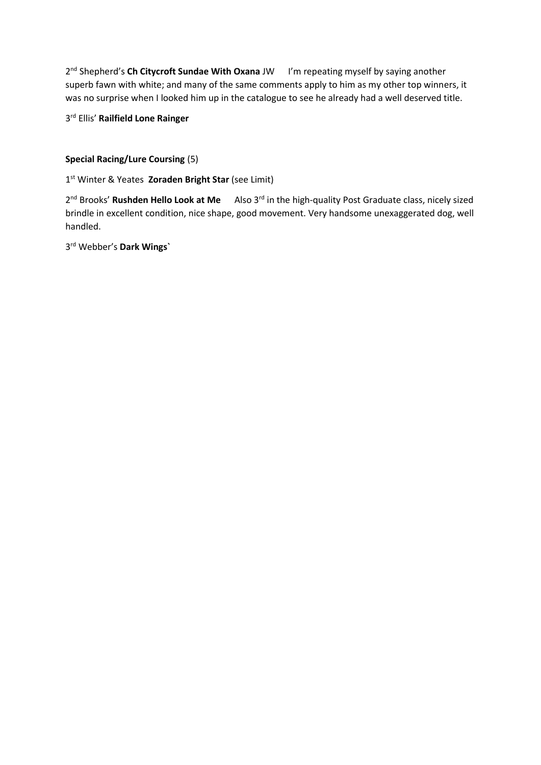2nd Shepherd's **Ch Citycroft Sundae With Oxana** JW I'm repeating myself by saying another superb fawn with white; and many of the same comments apply to him as my other top winners, it was no surprise when I looked him up in the catalogue to see he already had a well deserved title.

3rd Ellis' **Railfield Lone Rainger**

**Special Racing/Lure Coursing** (5)

1st Winter & Yeates **Zoraden Bright Star** (see Limit)

2nd Brooks' **Rushden Hello Look at Me** Also 3rd in the high-quality Post Graduate class, nicely sized brindle in excellent condition, nice shape, good movement. Very handsome unexaggerated dog, well handled.

3rd Webber's **Dark Wings`**